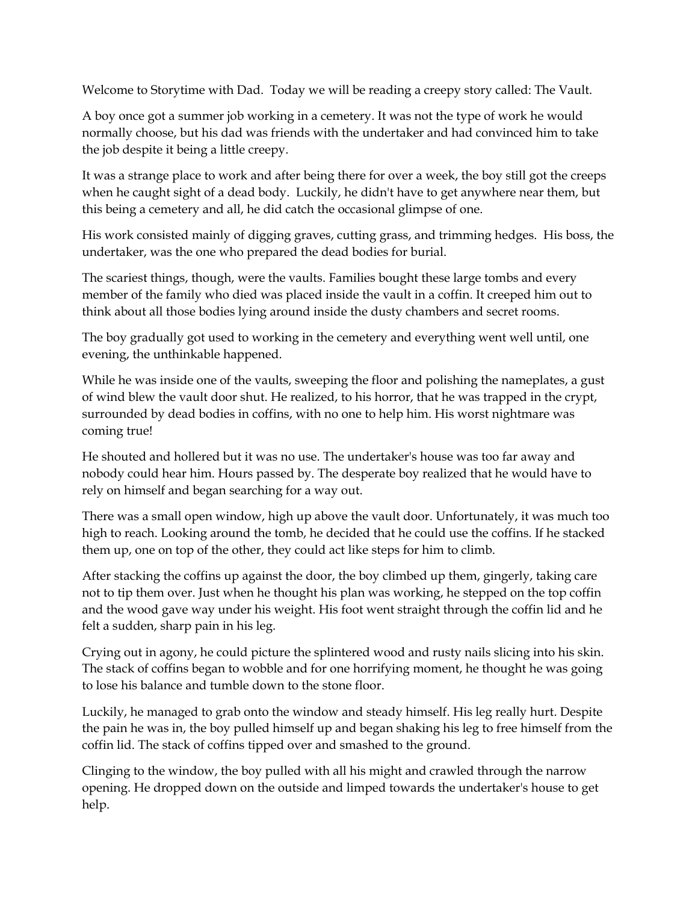Welcome to Storytime with Dad. Today we will be reading a creepy story called: The Vault.

A boy once got a summer job working in a cemetery. It was not the type of work he would normally choose, but his dad was friends with the undertaker and had convinced him to take the job despite it being a little creepy.

It was a strange place to work and after being there for over a week, the boy still got the creeps when he caught sight of a dead body. Luckily, he didn't have to get anywhere near them, but this being a cemetery and all, he did catch the occasional glimpse of one.

His work consisted mainly of digging graves, cutting grass, and trimming hedges. His boss, the undertaker, was the one who prepared the dead bodies for burial.

The scariest things, though, were the vaults. Families bought these large tombs and every member of the family who died was placed inside the vault in a coffin. It creeped him out to think about all those bodies lying around inside the dusty chambers and secret rooms.

The boy gradually got used to working in the cemetery and everything went well until, one evening, the unthinkable happened.

While he was inside one of the vaults, sweeping the floor and polishing the nameplates, a gust of wind blew the vault door shut. He realized, to his horror, that he was trapped in the crypt, surrounded by dead bodies in coffins, with no one to help him. His worst nightmare was coming true!

He shouted and hollered but it was no use. The undertaker's house was too far away and nobody could hear him. Hours passed by. The desperate boy realized that he would have to rely on himself and began searching for a way out.

There was a small open window, high up above the vault door. Unfortunately, it was much too high to reach. Looking around the tomb, he decided that he could use the coffins. If he stacked them up, one on top of the other, they could act like steps for him to climb.

After stacking the coffins up against the door, the boy climbed up them, gingerly, taking care not to tip them over. Just when he thought his plan was working, he stepped on the top coffin and the wood gave way under his weight. His foot went straight through the coffin lid and he felt a sudden, sharp pain in his leg.

Crying out in agony, he could picture the splintered wood and rusty nails slicing into his skin. The stack of coffins began to wobble and for one horrifying moment, he thought he was going to lose his balance and tumble down to the stone floor.

Luckily, he managed to grab onto the window and steady himself. His leg really hurt. Despite the pain he was in, the boy pulled himself up and began shaking his leg to free himself from the coffin lid. The stack of coffins tipped over and smashed to the ground.

Clinging to the window, the boy pulled with all his might and crawled through the narrow opening. He dropped down on the outside and limped towards the undertaker's house to get help.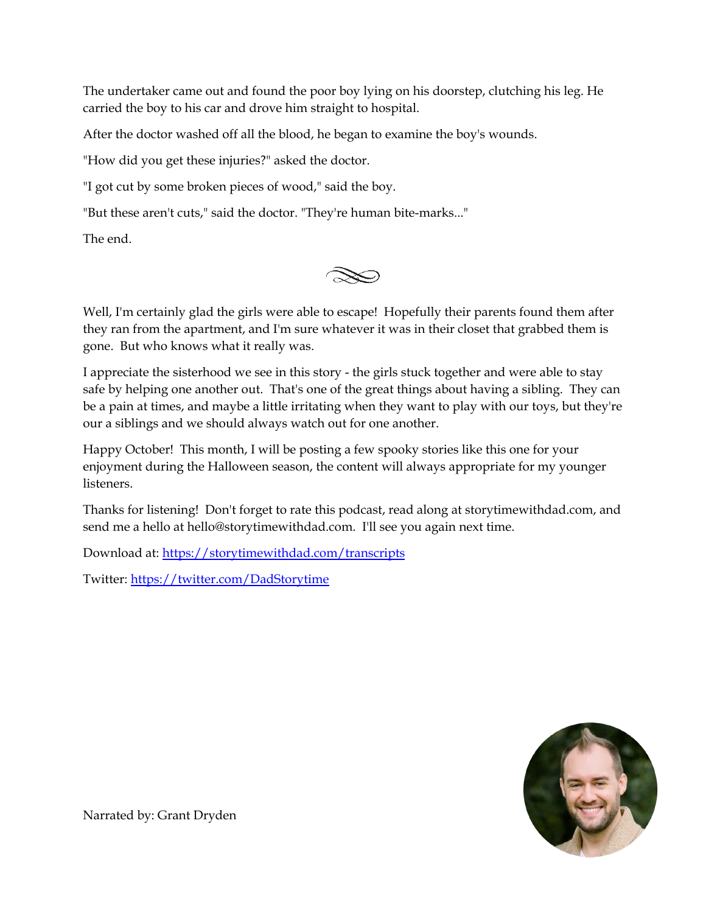The undertaker came out and found the poor boy lying on his doorstep, clutching his leg. He carried the boy to his car and drove him straight to hospital.

After the doctor washed off all the blood, he began to examine the boy's wounds.

"How did you get these injuries?" asked the doctor.

"I got cut by some broken pieces of wood," said the boy.

"But these aren't cuts," said the doctor. "They're human bite-marks..."

The end.

Well, I'm certainly glad the girls were able to escape! Hopefully their parents found them after they ran from the apartment, and I'm sure whatever it was in their closet that grabbed them is gone. But who knows what it really was.

I appreciate the sisterhood we see in this story - the girls stuck together and were able to stay safe by helping one another out. That's one of the great things about having a sibling. They can be a pain at times, and maybe a little irritating when they want to play with our toys, but they're our a siblings and we should always watch out for one another.

Happy October! This month, I will be posting a few spooky stories like this one for your enjoyment during the Halloween season, the content will always appropriate for my younger listeners.

Thanks for listening! Don't forget to rate this podcast, read along at storytimewithdad.com, and send me a hello at hello@storytimewithdad.com. I'll see you again next time.

Download at: [https://storytimewithdad.com/transcripts](https://storytimewithdad.com/transcripts)

Twitter: [https://twitter.com/DadStorytime](https://twitter.com/DadStorytime)

Narrated by: Grant Dryden